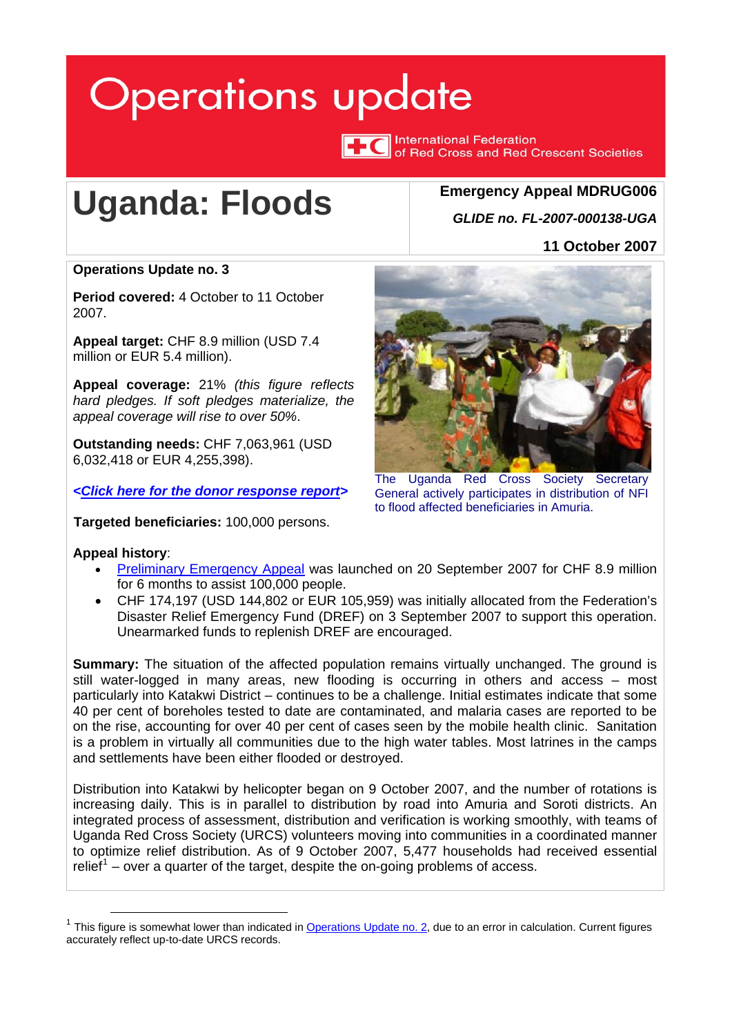Operations update

International Federation of Red Cross and Red Crescent Societies

# Uganda: Floods

**Emergency Appeal MDRUG006**

***GLIDE no. FL-2007-000138-UGA***

**11 October 2007**

**Operations Update no. 3**

**Period covered:** 4 October to 11 October 2007.

**Appeal target:** CHF 8.9 million (USD 7.4 million or EUR 5.4 million).

**Appeal coverage:** 21% *(this figure reflects hard pledges. If soft pledges materialize, the appeal coverage will rise to over 50%*.

**Outstanding needs:** CHF 7,063,961 (USD 6,032,418 or EUR 4,255,398).

***<Click here for the donor response report>***

**Targeted beneficiaries:** 100,000 persons.

The Uganda Red Cross Society Secretary General actively participates in distribution of NFI to flood affected beneficiaries in Amuria.

**Appeal history**:

- Preliminary Emergency Appeal was launched on 20 September 2007 for CHF 8.9 million for 6 months to assist 100,000 people.
- CHF 174,197 (USD 144,802 or EUR 105,959) was initially allocated from the Federation's Disaster Relief Emergency Fund (DREF) on 3 September 2007 to support this operation. Unearmarked funds to replenish DREF are encouraged.

**Summary:** The situation of the affected population remains virtually unchanged. The ground is still water-logged in many areas, new flooding is occurring in others and access – most particularly into Katakwi District – continues to be a challenge. Initial estimates indicate that some 40 per cent of boreholes tested to date are contaminated, and malaria cases are reported to be on the rise, accounting for over 40 per cent of cases seen by the mobile health clinic. Sanitation is a problem in virtually all communities due to the high water tables. Most latrines in the camps and settlements have been either flooded or destroyed.

Distribution into Katakwi by helicopter began on 9 October 2007, and the number of rotations is increasing daily. This is in parallel to distribution by road into Amuria and Soroti districts. An integrated process of assessment, distribution and verification is working smoothly, with teams of Uganda Red Cross Society (URCS) volunteers moving into communities in a coordinated manner to optimize relief distribution. As of 9 October 2007, 5,477 households had received essential relief[1] – over a quarter of the target, despite the on-going problems of access.

[1] This figure is somewhat lower than indicated in Operations Update no. 2, due to an error in calculation. Current figures accurately reflect up-to-date URCS records.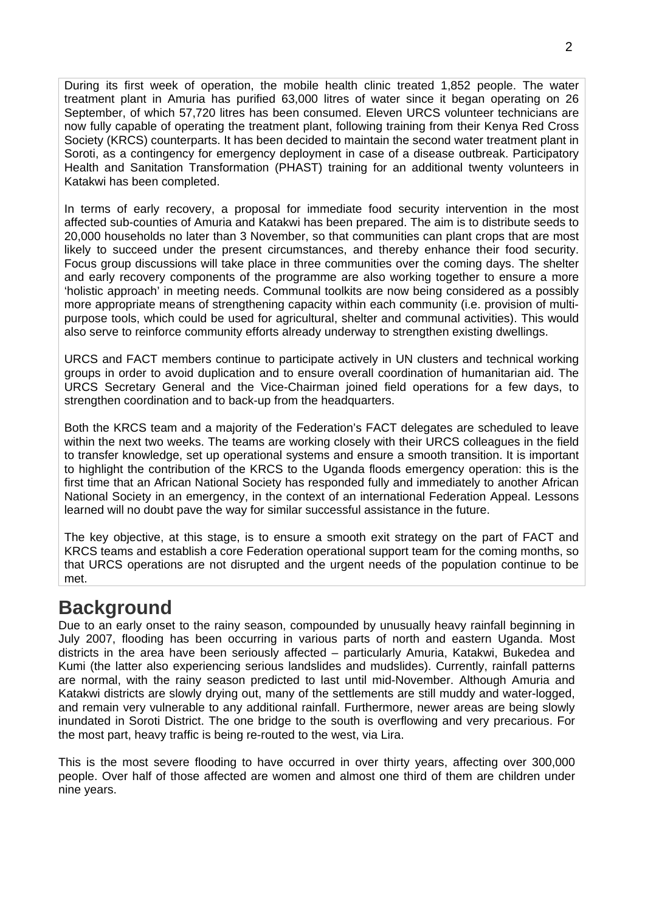During its first week of operation, the mobile health clinic treated 1,852 people. The water treatment plant in Amuria has purified 63,000 litres of water since it began operating on 26 September, of which 57,720 litres has been consumed. Eleven URCS volunteer technicians are now fully capable of operating the treatment plant, following training from their Kenya Red Cross Society (KRCS) counterparts. It has been decided to maintain the second water treatment plant in Soroti, as a contingency for emergency deployment in case of a disease outbreak. Participatory Health and Sanitation Transformation (PHAST) training for an additional twenty volunteers in Katakwi has been completed.

In terms of early recovery, a proposal for immediate food security intervention in the most affected sub-counties of Amuria and Katakwi has been prepared. The aim is to distribute seeds to 20,000 households no later than 3 November, so that communities can plant crops that are most likely to succeed under the present circumstances, and thereby enhance their food security. Focus group discussions will take place in three communities over the coming days. The shelter and early recovery components of the programme are also working together to ensure a more 'holistic approach' in meeting needs. Communal toolkits are now being considered as a possibly more appropriate means of strengthening capacity within each community (i.e. provision of multi-purpose tools, which could be used for agricultural, shelter and communal activities). This would also serve to reinforce community efforts already underway to strengthen existing dwellings.

URCS and FACT members continue to participate actively in UN clusters and technical working groups in order to avoid duplication and to ensure overall coordination of humanitarian aid. The URCS Secretary General and the Vice-Chairman joined field operations for a few days, to strengthen coordination and to back-up from the headquarters.

Both the KRCS team and a majority of the Federation's FACT delegates are scheduled to leave within the next two weeks. The teams are working closely with their URCS colleagues in the field to transfer knowledge, set up operational systems and ensure a smooth transition. It is important to highlight the contribution of the KRCS to the Uganda floods emergency operation: this is the first time that an African National Society has responded fully and immediately to another African National Society in an emergency, in the context of an international Federation Appeal. Lessons learned will no doubt pave the way for similar successful assistance in the future.

The key objective, at this stage, is to ensure a smooth exit strategy on the part of FACT and KRCS teams and establish a core Federation operational support team for the coming months, so that URCS operations are not disrupted and the urgent needs of the population continue to be met.

## Background

Due to an early onset to the rainy season, compounded by unusually heavy rainfall beginning in July 2007, flooding has been occurring in various parts of north and eastern Uganda. Most districts in the area have been seriously affected – particularly Amuria, Katakwi, Bukedea and Kumi (the latter also experiencing serious landslides and mudslides). Currently, rainfall patterns are normal, with the rainy season predicted to last until mid-November. Although Amuria and Katakwi districts are slowly drying out, many of the settlements are still muddy and water-logged, and remain very vulnerable to any additional rainfall. Furthermore, newer areas are being slowly inundated in Soroti District. The one bridge to the south is overflowing and very precarious. For the most part, heavy traffic is being re-routed to the west, via Lira.

This is the most severe flooding to have occurred in over thirty years, affecting over 300,000 people. Over half of those affected are women and almost one third of them are children under nine years.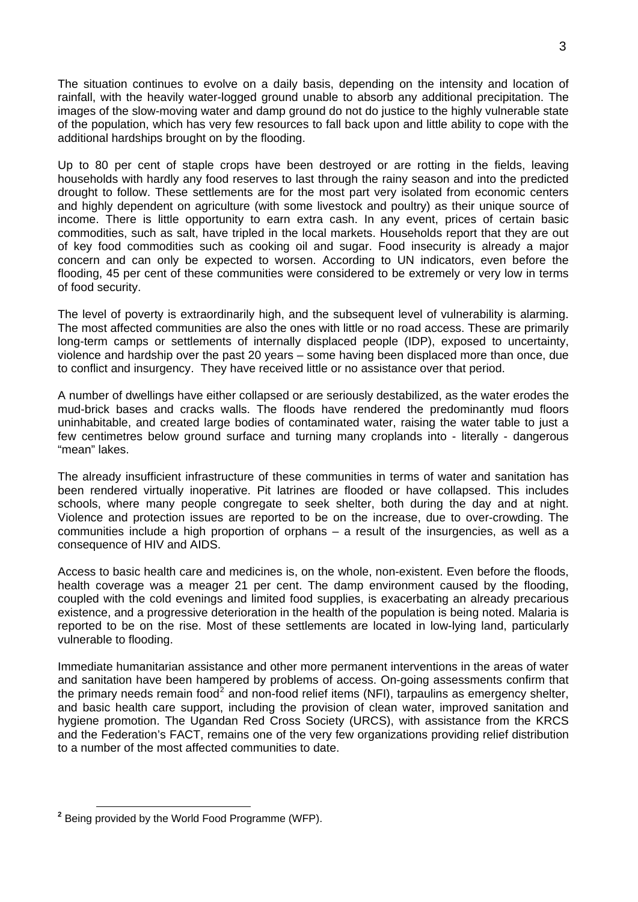The situation continues to evolve on a daily basis, depending on the intensity and location of rainfall, with the heavily water-logged ground unable to absorb any additional precipitation. The images of the slow-moving water and damp ground do not do justice to the highly vulnerable state of the population, which has very few resources to fall back upon and little ability to cope with the additional hardships brought on by the flooding.

Up to 80 per cent of staple crops have been destroyed or are rotting in the fields, leaving households with hardly any food reserves to last through the rainy season and into the predicted drought to follow. These settlements are for the most part very isolated from economic centers and highly dependent on agriculture (with some livestock and poultry) as their unique source of income. There is little opportunity to earn extra cash. In any event, prices of certain basic commodities, such as salt, have tripled in the local markets. Households report that they are out of key food commodities such as cooking oil and sugar. Food insecurity is already a major concern and can only be expected to worsen. According to UN indicators, even before the flooding, 45 per cent of these communities were considered to be extremely or very low in terms of food security.

The level of poverty is extraordinarily high, and the subsequent level of vulnerability is alarming. The most affected communities are also the ones with little or no road access. These are primarily long-term camps or settlements of internally displaced people (IDP), exposed to uncertainty, violence and hardship over the past 20 years – some having been displaced more than once, due to conflict and insurgency. They have received little or no assistance over that period.

A number of dwellings have either collapsed or are seriously destabilized, as the water erodes the mud-brick bases and cracks walls. The floods have rendered the predominantly mud floors uninhabitable, and created large bodies of contaminated water, raising the water table to just a few centimetres below ground surface and turning many croplands into - literally - dangerous "mean" lakes.

The already insufficient infrastructure of these communities in terms of water and sanitation has been rendered virtually inoperative. Pit latrines are flooded or have collapsed. This includes schools, where many people congregate to seek shelter, both during the day and at night. Violence and protection issues are reported to be on the increase, due to over-crowding. The communities include a high proportion of orphans – a result of the insurgencies, as well as a consequence of HIV and AIDS.

Access to basic health care and medicines is, on the whole, non-existent. Even before the floods, health coverage was a meager 21 per cent. The damp environment caused by the flooding, coupled with the cold evenings and limited food supplies, is exacerbating an already precarious existence, and a progressive deterioration in the health of the population is being noted. Malaria is reported to be on the rise. Most of these settlements are located in low-lying land, particularly vulnerable to flooding.

Immediate humanitarian assistance and other more permanent interventions in the areas of water and sanitation have been hampered by problems of access. On-going assessments confirm that the primary needs remain food[2] and non-food relief items (NFI), tarpaulins as emergency shelter, and basic health care support, including the provision of clean water, improved sanitation and hygiene promotion. The Ugandan Red Cross Society (URCS), with assistance from the KRCS and the Federation's FACT, remains one of the very few organizations providing relief distribution to a number of the most affected communities to date.

---

[2] Being provided by the World Food Programme (WFP).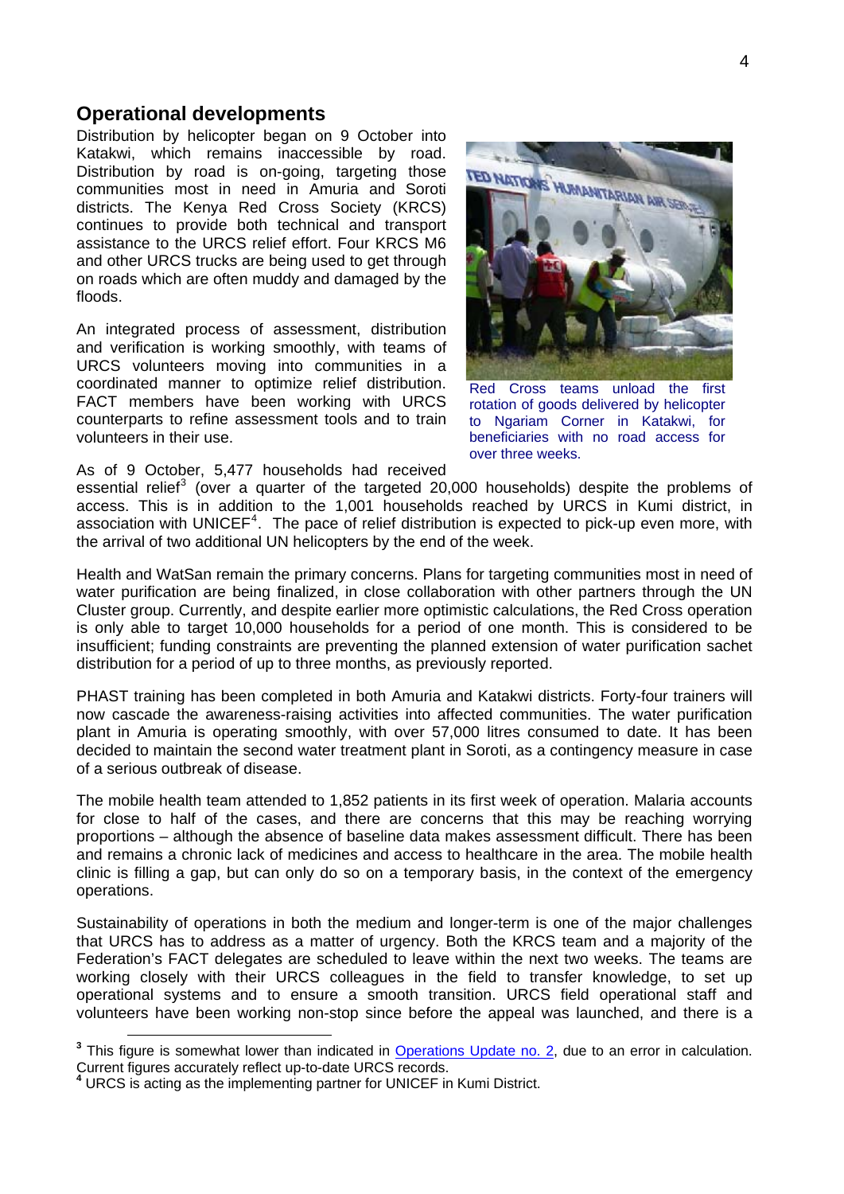## Operational developments

Distribution by helicopter began on 9 October into Katakwi, which remains inaccessible by road. Distribution by road is on-going, targeting those communities most in need in Amuria and Soroti districts. The Kenya Red Cross Society (KRCS) continues to provide both technical and transport assistance to the URCS relief effort. Four KRCS M6 and other URCS trucks are being used to get through on roads which are often muddy and damaged by the floods.

An integrated process of assessment, distribution and verification is working smoothly, with teams of URCS volunteers moving into communities in a coordinated manner to optimize relief distribution. FACT members have been working with URCS counterparts to refine assessment tools and to train volunteers in their use.

Red Cross teams unload the first rotation of goods delivered by helicopter to Ngariam Corner in Katakwi, for beneficiaries with no road access for over three weeks.

As of 9 October, 5,477 households had received essential relief[3] (over a quarter of the targeted 20,000 households) despite the problems of access. This is in addition to the 1,001 households reached by URCS in Kumi district, in association with UNICEF[4]. The pace of relief distribution is expected to pick-up even more, with the arrival of two additional UN helicopters by the end of the week.

Health and WatSan remain the primary concerns. Plans for targeting communities most in need of water purification are being finalized, in close collaboration with other partners through the UN Cluster group. Currently, and despite earlier more optimistic calculations, the Red Cross operation is only able to target 10,000 households for a period of one month. This is considered to be insufficient; funding constraints are preventing the planned extension of water purification sachet distribution for a period of up to three months, as previously reported.

PHAST training has been completed in both Amuria and Katakwi districts. Forty-four trainers will now cascade the awareness-raising activities into affected communities. The water purification plant in Amuria is operating smoothly, with over 57,000 litres consumed to date. It has been decided to maintain the second water treatment plant in Soroti, as a contingency measure in case of a serious outbreak of disease.

The mobile health team attended to 1,852 patients in its first week of operation. Malaria accounts for close to half of the cases, and there are concerns that this may be reaching worrying proportions – although the absence of baseline data makes assessment difficult. There has been and remains a chronic lack of medicines and access to healthcare in the area. The mobile health clinic is filling a gap, but can only do so on a temporary basis, in the context of the emergency operations.

Sustainability of operations in both the medium and longer-term is one of the major challenges that URCS has to address as a matter of urgency. Both the KRCS team and a majority of the Federation's FACT delegates are scheduled to leave within the next two weeks. The teams are working closely with their URCS colleagues in the field to transfer knowledge, to set up operational systems and to ensure a smooth transition. URCS field operational staff and volunteers have been working non-stop since before the appeal was launched, and there is a

---

[3] This figure is somewhat lower than indicated in Operations Update no. 2, due to an error in calculation. Current figures accurately reflect up-to-date URCS records.

[4] URCS is acting as the implementing partner for UNICEF in Kumi District.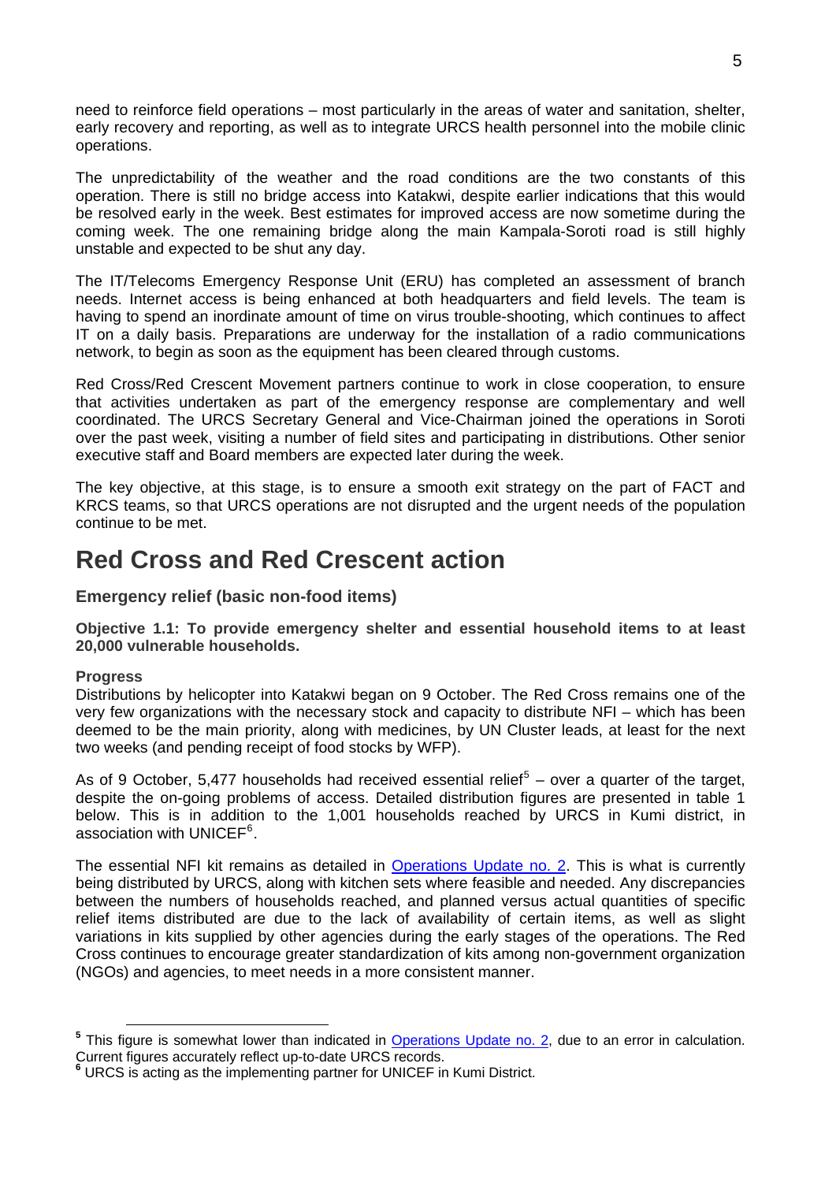need to reinforce field operations – most particularly in the areas of water and sanitation, shelter, early recovery and reporting, as well as to integrate URCS health personnel into the mobile clinic operations.

The unpredictability of the weather and the road conditions are the two constants of this operation. There is still no bridge access into Katakwi, despite earlier indications that this would be resolved early in the week. Best estimates for improved access are now sometime during the coming week. The one remaining bridge along the main Kampala-Soroti road is still highly unstable and expected to be shut any day.

The IT/Telecoms Emergency Response Unit (ERU) has completed an assessment of branch needs. Internet access is being enhanced at both headquarters and field levels. The team is having to spend an inordinate amount of time on virus trouble-shooting, which continues to affect IT on a daily basis. Preparations are underway for the installation of a radio communications network, to begin as soon as the equipment has been cleared through customs.

Red Cross/Red Crescent Movement partners continue to work in close cooperation, to ensure that activities undertaken as part of the emergency response are complementary and well coordinated. The URCS Secretary General and Vice-Chairman joined the operations in Soroti over the past week, visiting a number of field sites and participating in distributions. Other senior executive staff and Board members are expected later during the week.

The key objective, at this stage, is to ensure a smooth exit strategy on the part of FACT and KRCS teams, so that URCS operations are not disrupted and the urgent needs of the population continue to be met.

# Red Cross and Red Crescent action

### Emergency relief (basic non-food items)

**Objective 1.1: To provide emergency shelter and essential household items to at least 20,000 vulnerable households.**

**Progress**

Distributions by helicopter into Katakwi began on 9 October. The Red Cross remains one of the very few organizations with the necessary stock and capacity to distribute NFI – which has been deemed to be the main priority, along with medicines, by UN Cluster leads, at least for the next two weeks (and pending receipt of food stocks by WFP).

As of 9 October, 5,477 households had received essential relief[5] – over a quarter of the target, despite the on-going problems of access. Detailed distribution figures are presented in table 1 below. This is in addition to the 1,001 households reached by URCS in Kumi district, in association with UNICEF[6].

The essential NFI kit remains as detailed in Operations Update no. 2. This is what is currently being distributed by URCS, along with kitchen sets where feasible and needed. Any discrepancies between the numbers of households reached, and planned versus actual quantities of specific relief items distributed are due to the lack of availability of certain items, as well as slight variations in kits supplied by other agencies during the early stages of the operations. The Red Cross continues to encourage greater standardization of kits among non-government organization (NGOs) and agencies, to meet needs in a more consistent manner.

---

[5] This figure is somewhat lower than indicated in Operations Update no. 2, due to an error in calculation. Current figures accurately reflect up-to-date URCS records.

[6] URCS is acting as the implementing partner for UNICEF in Kumi District.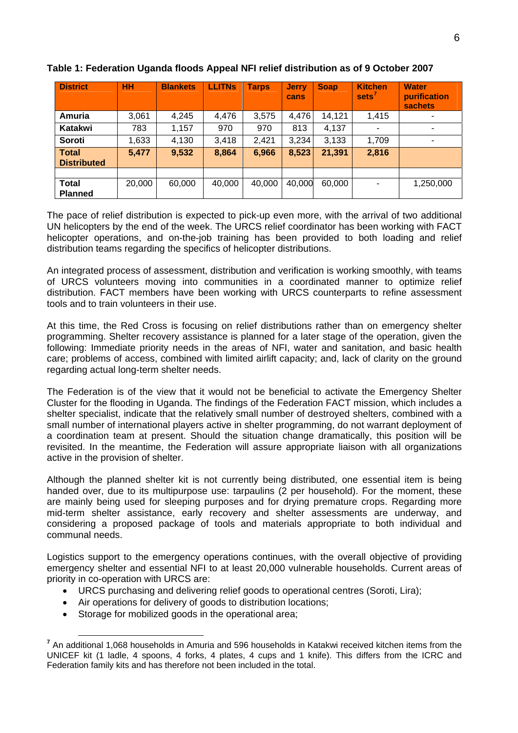**Table 1: Federation Uganda floods Appeal NFI relief distribution as of 9 October 2007**

| District | HH | Blankets | LLITNs | Tarps | Jerry cans | Soap | Kitchen sets[7] | Water purification sachets |
|---|---|---|---|---|---|---|---|---|
| **Amuria** | 3,061 | 4,245 | 4,476 | 3,575 | 4,476 | 14,121 | 1,415 | - |
| **Katakwi** | 783 | 1,157 | 970 | 970 | 813 | 4,137 | - | - |
| **Soroti** | 1,633 | 4,130 | 3,418 | 2,421 | 3,234 | 3,133 | 1,709 | - |
| **Total Distributed** | **5,477** | **9,532** | **8,864** | **6,966** | **8,523** | **21,391** | **2,816** | |
| | | | | | | | | |
| **Total Planned** | 20,000 | 60,000 | 40,000 | 40,000 | 40,000 | 60,000 | - | 1,250,000 |

The pace of relief distribution is expected to pick-up even more, with the arrival of two additional UN helicopters by the end of the week. The URCS relief coordinator has been working with FACT helicopter operations, and on-the-job training has been provided to both loading and relief distribution teams regarding the specifics of helicopter distributions.

An integrated process of assessment, distribution and verification is working smoothly, with teams of URCS volunteers moving into communities in a coordinated manner to optimize relief distribution. FACT members have been working with URCS counterparts to refine assessment tools and to train volunteers in their use.

At this time, the Red Cross is focusing on relief distributions rather than on emergency shelter programming. Shelter recovery assistance is planned for a later stage of the operation, given the following: Immediate priority needs in the areas of NFI, water and sanitation, and basic health care; problems of access, combined with limited airlift capacity; and, lack of clarity on the ground regarding actual long-term shelter needs.

The Federation is of the view that it would not be beneficial to activate the Emergency Shelter Cluster for the flooding in Uganda. The findings of the Federation FACT mission, which includes a shelter specialist, indicate that the relatively small number of destroyed shelters, combined with a small number of international players active in shelter programming, do not warrant deployment of a coordination team at present. Should the situation change dramatically, this position will be revisited. In the meantime, the Federation will assure appropriate liaison with all organizations active in the provision of shelter.

Although the planned shelter kit is not currently being distributed, one essential item is being handed over, due to its multipurpose use: tarpaulins (2 per household). For the moment, these are mainly being used for sleeping purposes and for drying premature crops. Regarding more mid-term shelter assistance, early recovery and shelter assessments are underway, and considering a proposed package of tools and materials appropriate to both individual and communal needs.

Logistics support to the emergency operations continues, with the overall objective of providing emergency shelter and essential NFI to at least 20,000 vulnerable households. Current areas of priority in co-operation with URCS are:

- URCS purchasing and delivering relief goods to operational centres (Soroti, Lira);
- Air operations for delivery of goods to distribution locations;
- Storage for mobilized goods in the operational area;

[7] An additional 1,068 households in Amuria and 596 households in Katakwi received kitchen items from the UNICEF kit (1 ladle, 4 spoons, 4 forks, 4 plates, 4 cups and 1 knife). This differs from the ICRC and Federation family kits and has therefore not been included in the total.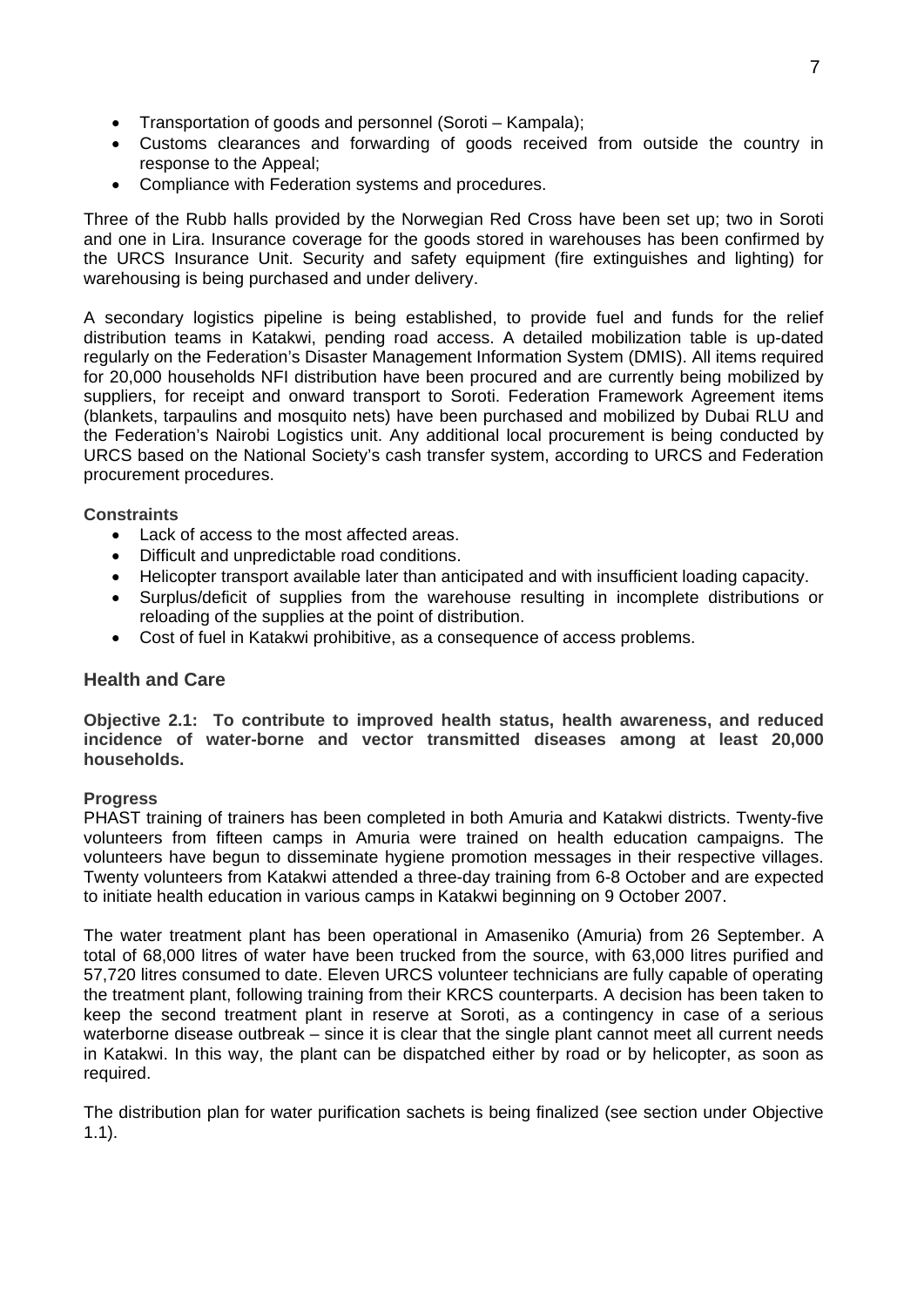- Transportation of goods and personnel (Soroti – Kampala);
- Customs clearances and forwarding of goods received from outside the country in response to the Appeal;
- Compliance with Federation systems and procedures.

Three of the Rubb halls provided by the Norwegian Red Cross have been set up; two in Soroti and one in Lira. Insurance coverage for the goods stored in warehouses has been confirmed by the URCS Insurance Unit. Security and safety equipment (fire extinguishes and lighting) for warehousing is being purchased and under delivery.

A secondary logistics pipeline is being established, to provide fuel and funds for the relief distribution teams in Katakwi, pending road access. A detailed mobilization table is up-dated regularly on the Federation's Disaster Management Information System (DMIS). All items required for 20,000 households NFI distribution have been procured and are currently being mobilized by suppliers, for receipt and onward transport to Soroti. Federation Framework Agreement items (blankets, tarpaulins and mosquito nets) have been purchased and mobilized by Dubai RLU and the Federation's Nairobi Logistics unit. Any additional local procurement is being conducted by URCS based on the National Society's cash transfer system, according to URCS and Federation procurement procedures.

**Constraints**

- Lack of access to the most affected areas.
- Difficult and unpredictable road conditions.
- Helicopter transport available later than anticipated and with insufficient loading capacity.
- Surplus/deficit of supplies from the warehouse resulting in incomplete distributions or reloading of the supplies at the point of distribution.
- Cost of fuel in Katakwi prohibitive, as a consequence of access problems.

## Health and Care

**Objective 2.1: To contribute to improved health status, health awareness, and reduced incidence of water-borne and vector transmitted diseases among at least 20,000 households.**

**Progress**

PHAST training of trainers has been completed in both Amuria and Katakwi districts. Twenty-five volunteers from fifteen camps in Amuria were trained on health education campaigns. The volunteers have begun to disseminate hygiene promotion messages in their respective villages. Twenty volunteers from Katakwi attended a three-day training from 6-8 October and are expected to initiate health education in various camps in Katakwi beginning on 9 October 2007.

The water treatment plant has been operational in Amaseniko (Amuria) from 26 September. A total of 68,000 litres of water have been trucked from the source, with 63,000 litres purified and 57,720 litres consumed to date. Eleven URCS volunteer technicians are fully capable of operating the treatment plant, following training from their KRCS counterparts. A decision has been taken to keep the second treatment plant in reserve at Soroti, as a contingency in case of a serious waterborne disease outbreak – since it is clear that the single plant cannot meet all current needs in Katakwi. In this way, the plant can be dispatched either by road or by helicopter, as soon as required.

The distribution plan for water purification sachets is being finalized (see section under Objective 1.1).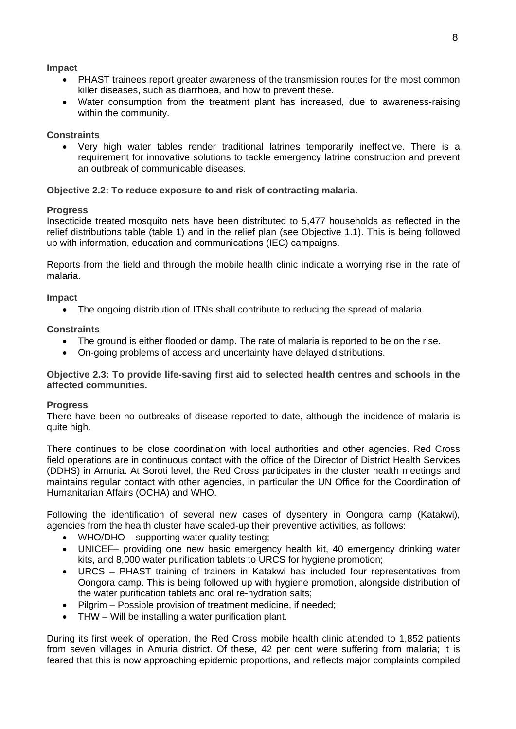**Impact**

- PHAST trainees report greater awareness of the transmission routes for the most common killer diseases, such as diarrhoea, and how to prevent these.
- Water consumption from the treatment plant has increased, due to awareness-raising within the community.

**Constraints**

- Very high water tables render traditional latrines temporarily ineffective. There is a requirement for innovative solutions to tackle emergency latrine construction and prevent an outbreak of communicable diseases.

**Objective 2.2: To reduce exposure to and risk of contracting malaria.**

**Progress**

Insecticide treated mosquito nets have been distributed to 5,477 households as reflected in the relief distributions table (table 1) and in the relief plan (see Objective 1.1). This is being followed up with information, education and communications (IEC) campaigns.

Reports from the field and through the mobile health clinic indicate a worrying rise in the rate of malaria.

**Impact**

- The ongoing distribution of ITNs shall contribute to reducing the spread of malaria.

**Constraints**

- The ground is either flooded or damp. The rate of malaria is reported to be on the rise.
- On-going problems of access and uncertainty have delayed distributions.

**Objective 2.3: To provide life-saving first aid to selected health centres and schools in the affected communities.**

**Progress**

There have been no outbreaks of disease reported to date, although the incidence of malaria is quite high.

There continues to be close coordination with local authorities and other agencies. Red Cross field operations are in continuous contact with the office of the Director of District Health Services (DDHS) in Amuria. At Soroti level, the Red Cross participates in the cluster health meetings and maintains regular contact with other agencies, in particular the UN Office for the Coordination of Humanitarian Affairs (OCHA) and WHO.

Following the identification of several new cases of dysentery in Oongora camp (Katakwi), agencies from the health cluster have scaled-up their preventive activities, as follows:

- WHO/DHO – supporting water quality testing;
- UNICEF– providing one new basic emergency health kit, 40 emergency drinking water kits, and 8,000 water purification tablets to URCS for hygiene promotion;
- URCS – PHAST training of trainers in Katakwi has included four representatives from Oongora camp. This is being followed up with hygiene promotion, alongside distribution of the water purification tablets and oral re-hydration salts;
- Pilgrim – Possible provision of treatment medicine, if needed;
- THW – Will be installing a water purification plant.

During its first week of operation, the Red Cross mobile health clinic attended to 1,852 patients from seven villages in Amuria district. Of these, 42 per cent were suffering from malaria; it is feared that this is now approaching epidemic proportions, and reflects major complaints compiled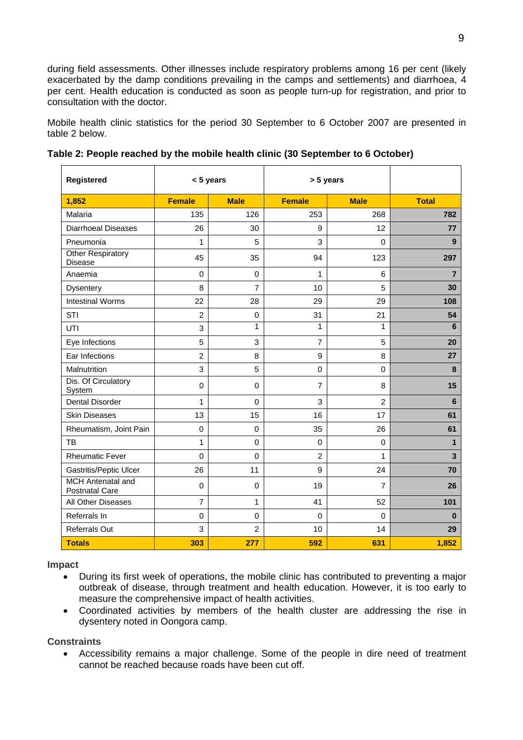during field assessments. Other illnesses include respiratory problems among 16 per cent (likely exacerbated by the damp conditions prevailing in the camps and settlements) and diarrhoea, 4 per cent. Health education is conducted as soon as people turn-up for registration, and prior to consultation with the doctor.

Mobile health clinic statistics for the period 30 September to 6 October 2007 are presented in table 2 below.

**Table 2: People reached by the mobile health clinic (30 September to 6 October)**

| Registered | < 5 years | | > 5 years | | |
|---|---|---|---|---|---|
| **1,852** | **Female** | **Male** | **Female** | **Male** | **Total** |
| Malaria | 135 | 126 | 253 | 268 | **782** |
| Diarrhoeal Diseases | 26 | 30 | 9 | 12 | **77** |
| Pneumonia | 1 | 5 | 3 | 0 | **9** |
| Other Respiratory Disease | 45 | 35 | 94 | 123 | **297** |
| Anaemia | 0 | 0 | 1 | 6 | **7** |
| Dysentery | 8 | 7 | 10 | 5 | **30** |
| Intestinal Worms | 22 | 28 | 29 | 29 | **108** |
| STI | 2 | 0 | 31 | 21 | **54** |
| UTI | 3 | 1 | 1 | 1 | **6** |
| Eye Infections | 5 | 3 | 7 | 5 | **20** |
| Ear Infections | 2 | 8 | 9 | 8 | **27** |
| Malnutrition | 3 | 5 | 0 | 0 | **8** |
| Dis. Of Circulatory System | 0 | 0 | 7 | 8 | **15** |
| Dental Disorder | 1 | 0 | 3 | 2 | **6** |
| Skin Diseases | 13 | 15 | 16 | 17 | **61** |
| Rheumatism, Joint Pain | 0 | 0 | 35 | 26 | **61** |
| TB | 1 | 0 | 0 | 0 | **1** |
| Rheumatic Fever | 0 | 0 | 2 | 1 | **3** |
| Gastritis/Peptic Ulcer | 26 | 11 | 9 | 24 | **70** |
| MCH Antenatal and Postnatal Care | 0 | 0 | 19 | 7 | **26** |
| All Other Diseases | 7 | 1 | 41 | 52 | **101** |
| Referrals In | 0 | 0 | 0 | 0 | **0** |
| Referrals Out | 3 | 2 | 10 | 14 | **29** |
| **Totals** | **303** | **277** | **592** | **631** | **1,852** |

**Impact**

- During its first week of operations, the mobile clinic has contributed to preventing a major outbreak of disease, through treatment and health education. However, it is too early to measure the comprehensive impact of health activities.
- Coordinated activities by members of the health cluster are addressing the rise in dysentery noted in Oongora camp.

**Constraints**

- Accessibility remains a major challenge. Some of the people in dire need of treatment cannot be reached because roads have been cut off.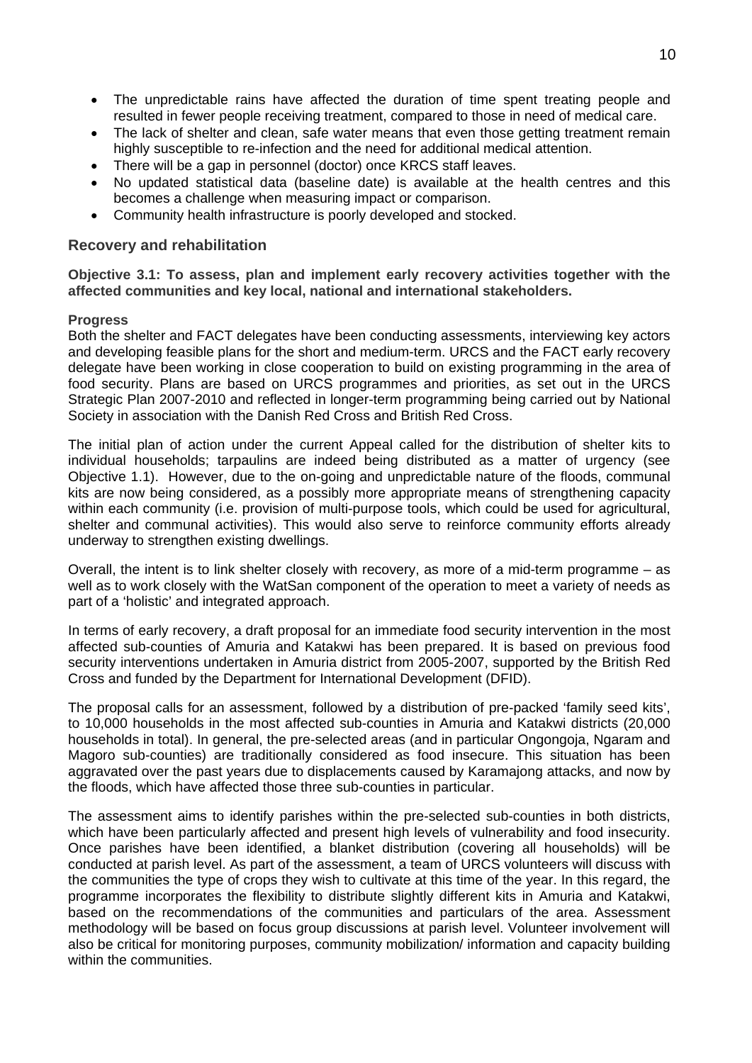- The unpredictable rains have affected the duration of time spent treating people and resulted in fewer people receiving treatment, compared to those in need of medical care.
- The lack of shelter and clean, safe water means that even those getting treatment remain highly susceptible to re-infection and the need for additional medical attention.
- There will be a gap in personnel (doctor) once KRCS staff leaves.
- No updated statistical data (baseline date) is available at the health centres and this becomes a challenge when measuring impact or comparison.
- Community health infrastructure is poorly developed and stocked.

### Recovery and rehabilitation

**Objective 3.1: To assess, plan and implement early recovery activities together with the affected communities and key local, national and international stakeholders.**

**Progress**

Both the shelter and FACT delegates have been conducting assessments, interviewing key actors and developing feasible plans for the short and medium-term. URCS and the FACT early recovery delegate have been working in close cooperation to build on existing programming in the area of food security. Plans are based on URCS programmes and priorities, as set out in the URCS Strategic Plan 2007-2010 and reflected in longer-term programming being carried out by National Society in association with the Danish Red Cross and British Red Cross.

The initial plan of action under the current Appeal called for the distribution of shelter kits to individual households; tarpaulins are indeed being distributed as a matter of urgency (see Objective 1.1). However, due to the on-going and unpredictable nature of the floods, communal kits are now being considered, as a possibly more appropriate means of strengthening capacity within each community (i.e. provision of multi-purpose tools, which could be used for agricultural, shelter and communal activities). This would also serve to reinforce community efforts already underway to strengthen existing dwellings.

Overall, the intent is to link shelter closely with recovery, as more of a mid-term programme – as well as to work closely with the WatSan component of the operation to meet a variety of needs as part of a 'holistic' and integrated approach.

In terms of early recovery, a draft proposal for an immediate food security intervention in the most affected sub-counties of Amuria and Katakwi has been prepared. It is based on previous food security interventions undertaken in Amuria district from 2005-2007, supported by the British Red Cross and funded by the Department for International Development (DFID).

The proposal calls for an assessment, followed by a distribution of pre-packed 'family seed kits', to 10,000 households in the most affected sub-counties in Amuria and Katakwi districts (20,000 households in total). In general, the pre-selected areas (and in particular Ongongoja, Ngaram and Magoro sub-counties) are traditionally considered as food insecure. This situation has been aggravated over the past years due to displacements caused by Karamajong attacks, and now by the floods, which have affected those three sub-counties in particular.

The assessment aims to identify parishes within the pre-selected sub-counties in both districts, which have been particularly affected and present high levels of vulnerability and food insecurity. Once parishes have been identified, a blanket distribution (covering all households) will be conducted at parish level. As part of the assessment, a team of URCS volunteers will discuss with the communities the type of crops they wish to cultivate at this time of the year. In this regard, the programme incorporates the flexibility to distribute slightly different kits in Amuria and Katakwi, based on the recommendations of the communities and particulars of the area. Assessment methodology will be based on focus group discussions at parish level. Volunteer involvement will also be critical for monitoring purposes, community mobilization/ information and capacity building within the communities.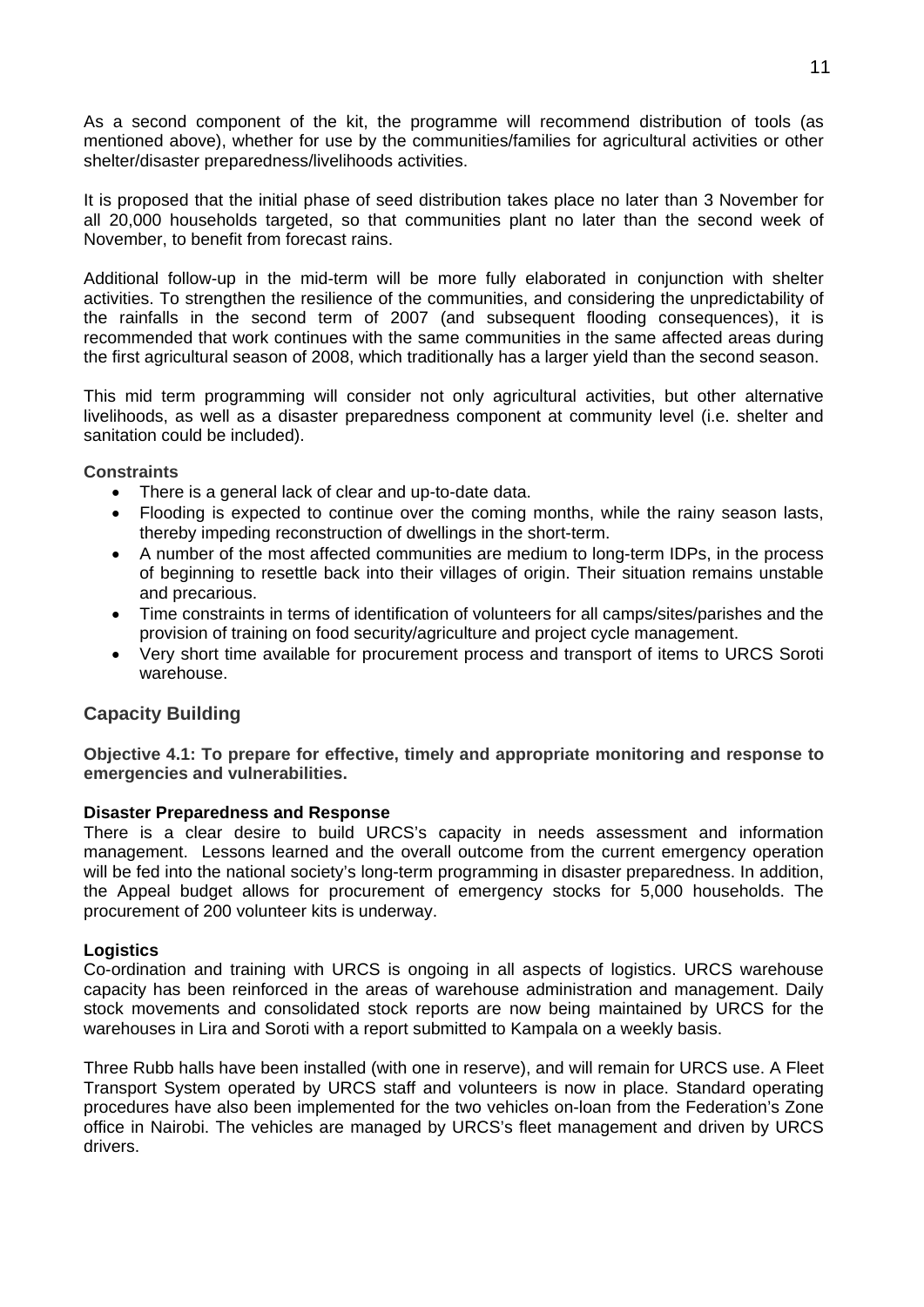As a second component of the kit, the programme will recommend distribution of tools (as mentioned above), whether for use by the communities/families for agricultural activities or other shelter/disaster preparedness/livelihoods activities.

It is proposed that the initial phase of seed distribution takes place no later than 3 November for all 20,000 households targeted, so that communities plant no later than the second week of November, to benefit from forecast rains.

Additional follow-up in the mid-term will be more fully elaborated in conjunction with shelter activities. To strengthen the resilience of the communities, and considering the unpredictability of the rainfalls in the second term of 2007 (and subsequent flooding consequences), it is recommended that work continues with the same communities in the same affected areas during the first agricultural season of 2008, which traditionally has a larger yield than the second season.

This mid term programming will consider not only agricultural activities, but other alternative livelihoods, as well as a disaster preparedness component at community level (i.e. shelter and sanitation could be included).

**Constraints**

- There is a general lack of clear and up-to-date data.
- Flooding is expected to continue over the coming months, while the rainy season lasts, thereby impeding reconstruction of dwellings in the short-term.
- A number of the most affected communities are medium to long-term IDPs, in the process of beginning to resettle back into their villages of origin. Their situation remains unstable and precarious.
- Time constraints in terms of identification of volunteers for all camps/sites/parishes and the provision of training on food security/agriculture and project cycle management.
- Very short time available for procurement process and transport of items to URCS Soroti warehouse.

## Capacity Building

**Objective 4.1: To prepare for effective, timely and appropriate monitoring and response to emergencies and vulnerabilities.**

**Disaster Preparedness and Response**

There is a clear desire to build URCS's capacity in needs assessment and information management. Lessons learned and the overall outcome from the current emergency operation will be fed into the national society's long-term programming in disaster preparedness. In addition, the Appeal budget allows for procurement of emergency stocks for 5,000 households. The procurement of 200 volunteer kits is underway.

**Logistics**

Co-ordination and training with URCS is ongoing in all aspects of logistics. URCS warehouse capacity has been reinforced in the areas of warehouse administration and management. Daily stock movements and consolidated stock reports are now being maintained by URCS for the warehouses in Lira and Soroti with a report submitted to Kampala on a weekly basis.

Three Rubb halls have been installed (with one in reserve), and will remain for URCS use. A Fleet Transport System operated by URCS staff and volunteers is now in place. Standard operating procedures have also been implemented for the two vehicles on-loan from the Federation's Zone office in Nairobi. The vehicles are managed by URCS's fleet management and driven by URCS drivers.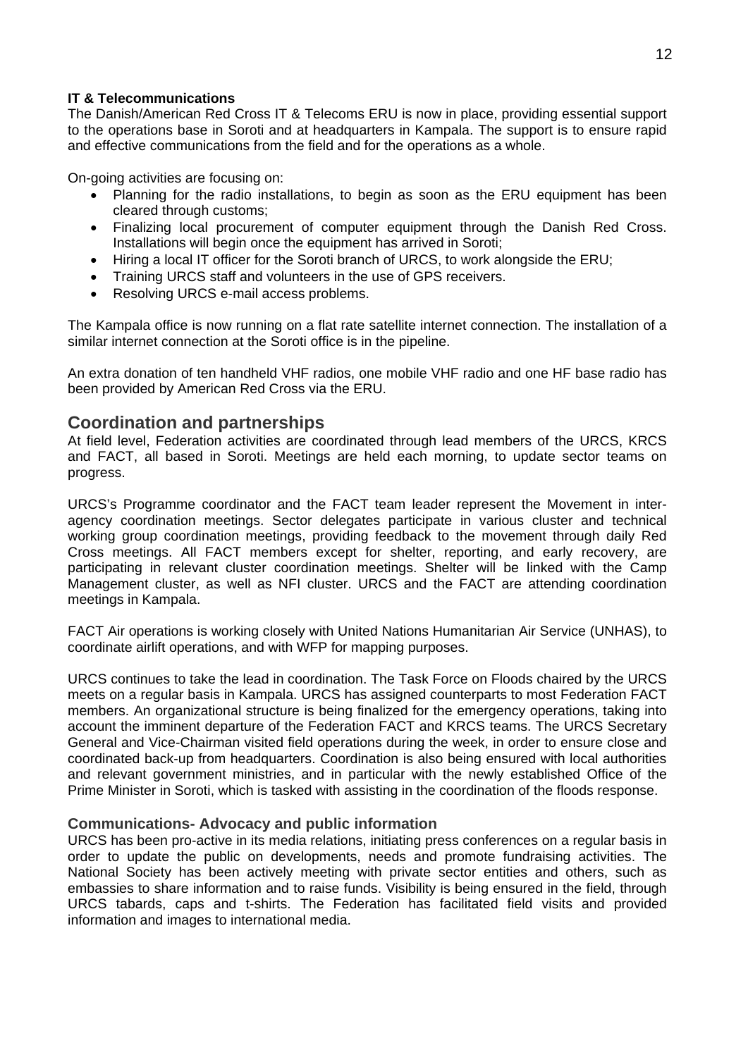**IT & Telecommunications**

The Danish/American Red Cross IT & Telecoms ERU is now in place, providing essential support to the operations base in Soroti and at headquarters in Kampala. The support is to ensure rapid and effective communications from the field and for the operations as a whole.

On-going activities are focusing on:

- Planning for the radio installations, to begin as soon as the ERU equipment has been cleared through customs;
- Finalizing local procurement of computer equipment through the Danish Red Cross. Installations will begin once the equipment has arrived in Soroti;
- Hiring a local IT officer for the Soroti branch of URCS, to work alongside the ERU;
- Training URCS staff and volunteers in the use of GPS receivers.
- Resolving URCS e-mail access problems.

The Kampala office is now running on a flat rate satellite internet connection. The installation of a similar internet connection at the Soroti office is in the pipeline.

An extra donation of ten handheld VHF radios, one mobile VHF radio and one HF base radio has been provided by American Red Cross via the ERU.

## Coordination and partnerships

At field level, Federation activities are coordinated through lead members of the URCS, KRCS and FACT, all based in Soroti. Meetings are held each morning, to update sector teams on progress.

URCS's Programme coordinator and the FACT team leader represent the Movement in inter-agency coordination meetings. Sector delegates participate in various cluster and technical working group coordination meetings, providing feedback to the movement through daily Red Cross meetings. All FACT members except for shelter, reporting, and early recovery, are participating in relevant cluster coordination meetings. Shelter will be linked with the Camp Management cluster, as well as NFI cluster. URCS and the FACT are attending coordination meetings in Kampala.

FACT Air operations is working closely with United Nations Humanitarian Air Service (UNHAS), to coordinate airlift operations, and with WFP for mapping purposes.

URCS continues to take the lead in coordination. The Task Force on Floods chaired by the URCS meets on a regular basis in Kampala. URCS has assigned counterparts to most Federation FACT members. An organizational structure is being finalized for the emergency operations, taking into account the imminent departure of the Federation FACT and KRCS teams. The URCS Secretary General and Vice-Chairman visited field operations during the week, in order to ensure close and coordinated back-up from headquarters. Coordination is also being ensured with local authorities and relevant government ministries, and in particular with the newly established Office of the Prime Minister in Soroti, which is tasked with assisting in the coordination of the floods response.

### Communications- Advocacy and public information

URCS has been pro-active in its media relations, initiating press conferences on a regular basis in order to update the public on developments, needs and promote fundraising activities. The National Society has been actively meeting with private sector entities and others, such as embassies to share information and to raise funds. Visibility is being ensured in the field, through URCS tabards, caps and t-shirts. The Federation has facilitated field visits and provided information and images to international media.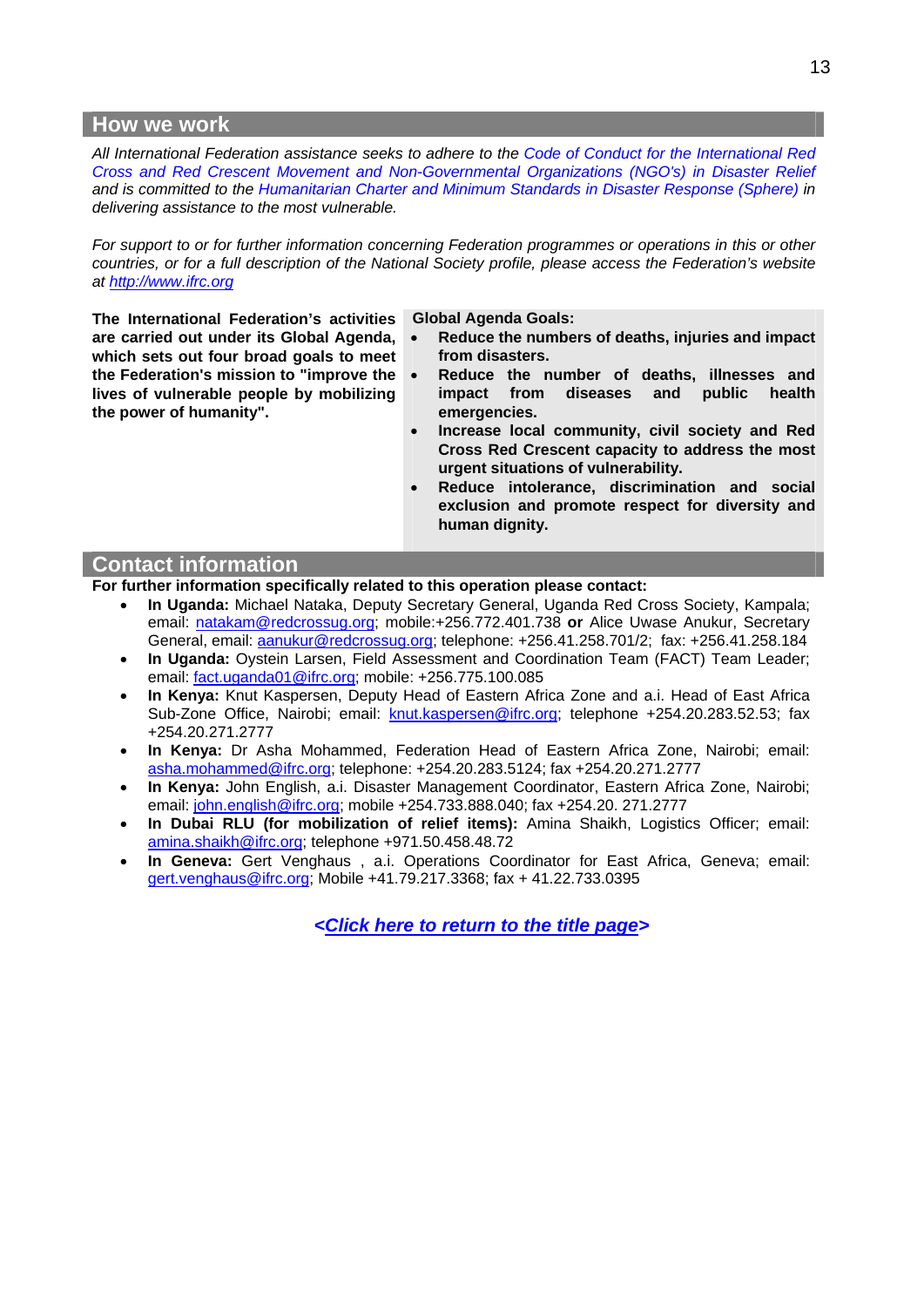## How we work

*All International Federation assistance seeks to adhere to the Code of Conduct for the International Red Cross and Red Crescent Movement and Non-Governmental Organizations (NGO's) in Disaster Relief and is committed to the Humanitarian Charter and Minimum Standards in Disaster Response (Sphere) in delivering assistance to the most vulnerable.*

*For support to or for further information concerning Federation programmes or operations in this or other countries, or for a full description of the National Society profile, please access the Federation's website at http://www.ifrc.org*

**The International Federation's activities are carried out under its Global Agenda, which sets out four broad goals to meet the Federation's mission to "improve the lives of vulnerable people by mobilizing the power of humanity".**

**Global Agenda Goals:**

- **Reduce the numbers of deaths, injuries and impact from disasters.**
- **Reduce the number of deaths, illnesses and impact from diseases and public health emergencies.**
- **Increase local community, civil society and Red Cross Red Crescent capacity to address the most urgent situations of vulnerability.**
- **Reduce intolerance, discrimination and social exclusion and promote respect for diversity and human dignity.**

## Contact information

**For further information specifically related to this operation please contact:**

- **In Uganda:** Michael Nataka, Deputy Secretary General, Uganda Red Cross Society, Kampala; email: natakam@redcrossug.org; mobile:+256.772.401.738 **or** Alice Uwase Anukur, Secretary General, email: aanukur@redcrossug.org; telephone: +256.41.258.701/2; fax: +256.41.258.184
- **In Uganda:** Oystein Larsen, Field Assessment and Coordination Team (FACT) Team Leader; email: fact.uganda01@ifrc.org; mobile: +256.775.100.085
- **In Kenya:** Knut Kaspersen, Deputy Head of Eastern Africa Zone and a.i. Head of East Africa Sub-Zone Office, Nairobi; email: knut.kaspersen@ifrc.org; telephone +254.20.283.52.53; fax +254.20.271.2777
- **In Kenya:** Dr Asha Mohammed, Federation Head of Eastern Africa Zone, Nairobi; email: asha.mohammed@ifrc.org; telephone: +254.20.283.5124; fax +254.20.271.2777
- **In Kenya:** John English, a.i. Disaster Management Coordinator, Eastern Africa Zone, Nairobi; email: john.english@ifrc.org; mobile +254.733.888.040; fax +254.20. 271.2777
- **In Dubai RLU (for mobilization of relief items):** Amina Shaikh, Logistics Officer; email: amina.shaikh@ifrc.org; telephone +971.50.458.48.72
- **In Geneva:** Gert Venghaus , a.i. Operations Coordinator for East Africa, Geneva; email: gert.venghaus@ifrc.org; Mobile +41.79.217.3368; fax + 41.22.733.0395

***<Click here to return to the title page>***